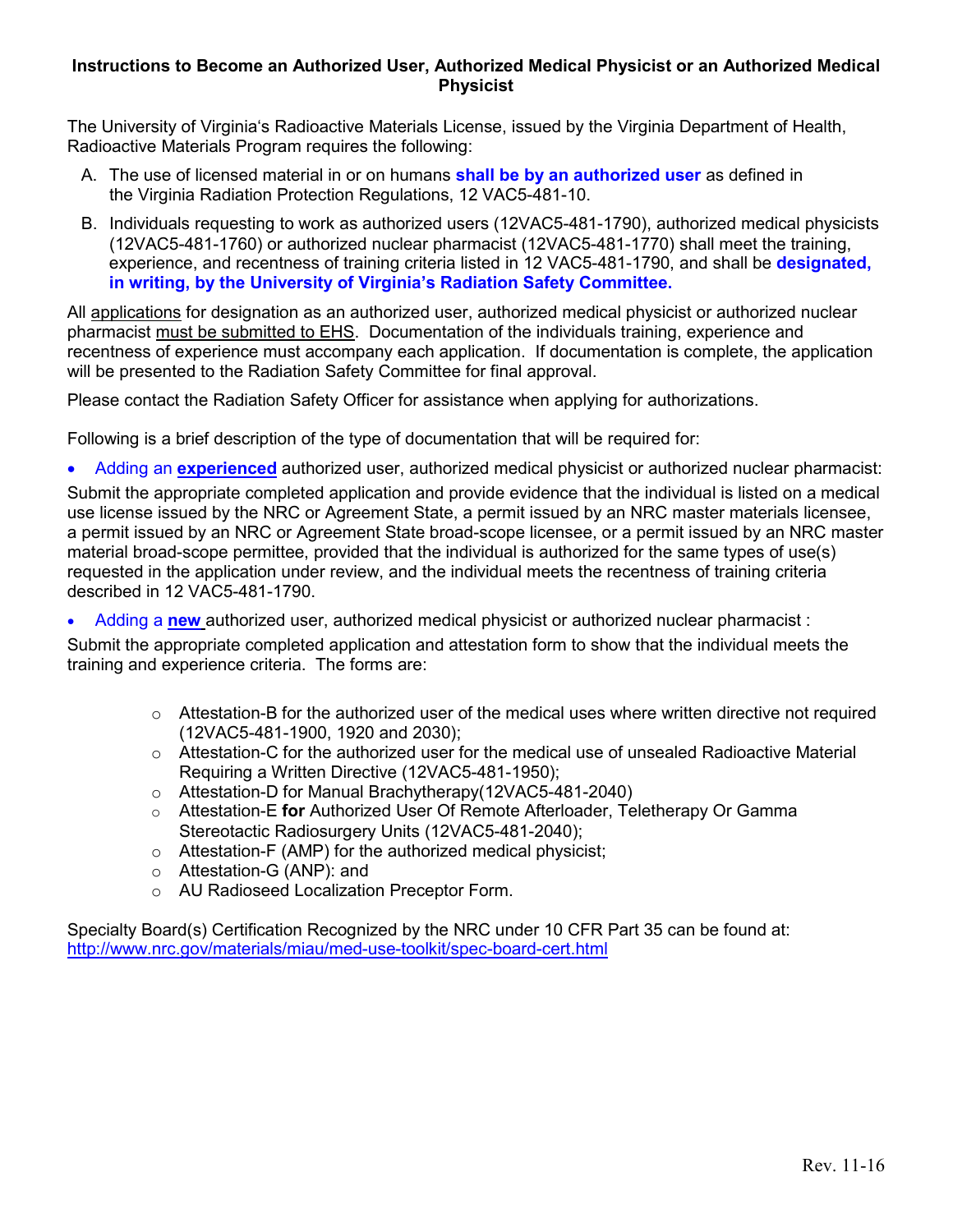**Instructions to Become an Authorized User, Authorized Medical Physicist or an Authorized Medical Physicist**

The University of Virginia's Radioactive Materials License, issued by the Virginia Department of Health, Radioactive Materials Program requires the following:

A. The use of licensed material in or on humans **shall be by an authorized user** as defined in the Virginia Radiation Protection Regulations, 12 VAC5-481-10.

B. Individuals requesting to work as authorized users (12VAC5-481-1790), authorized medical physicists (12VAC5-481-1760) or authorized nuclear pharmacist (12VAC5-481-1770) shall meet the training, experience, and recentness of training criteria listed in 12 VAC5-481-1790, and shall be **designated, in writing, by the University of Virginia's Radiation Safety Committee.**

All applications for designation as an authorized user, authorized medical physicist or authorized nuclear pharmacist must be submitted to EHS. Documentation of the individuals training, experience and recentness of experience must accompany each application. If documentation is complete, the application will be presented to the Radiation Safety Committee for final approval.

Please contact the Radiation Safety Officer for assistance when applying for authorizations.

Following is a brief description of the type of documentation that will be required for:

- Adding an **experienced** authorized user, authorized medical physicist or authorized nuclear pharmacist:

Submit the appropriate completed application and provide evidence that the individual is listed on a medical use license issued by the NRC or Agreement State, a permit issued by an NRC master materials licensee, a permit issued by an NRC or Agreement State broad-scope licensee, or a permit issued by an NRC master material broad-scope permittee, provided that the individual is authorized for the same types of use(s) requested in the application under review, and the individual meets the recentness of training criteria described in 12 VAC5-481-1790.

- Adding a **new** authorized user, authorized medical physicist or authorized nuclear pharmacist :

Submit the appropriate completed application and attestation form to show that the individual meets the training and experience criteria. The forms are:

  - Attestation-B for the authorized user of the medical uses where written directive not required (12VAC5-481-1900, 1920 and 2030);
  - Attestation-C for the authorized user for the medical use of unsealed Radioactive Material Requiring a Written Directive (12VAC5-481-1950);
  - Attestation-D for Manual Brachytherapy(12VAC5-481-2040)
  - Attestation-E **for** Authorized User Of Remote Afterloader, Teletherapy Or Gamma Stereotactic Radiosurgery Units (12VAC5-481-2040);
  - Attestation-F (AMP) for the authorized medical physicist;
  - Attestation-G (ANP): and
  - AU Radioseed Localization Preceptor Form.

Specialty Board(s) Certification Recognized by the NRC under 10 CFR Part 35 can be found at: http://www.nrc.gov/materials/miau/med-use-toolkit/spec-board-cert.html

Rev. 11-16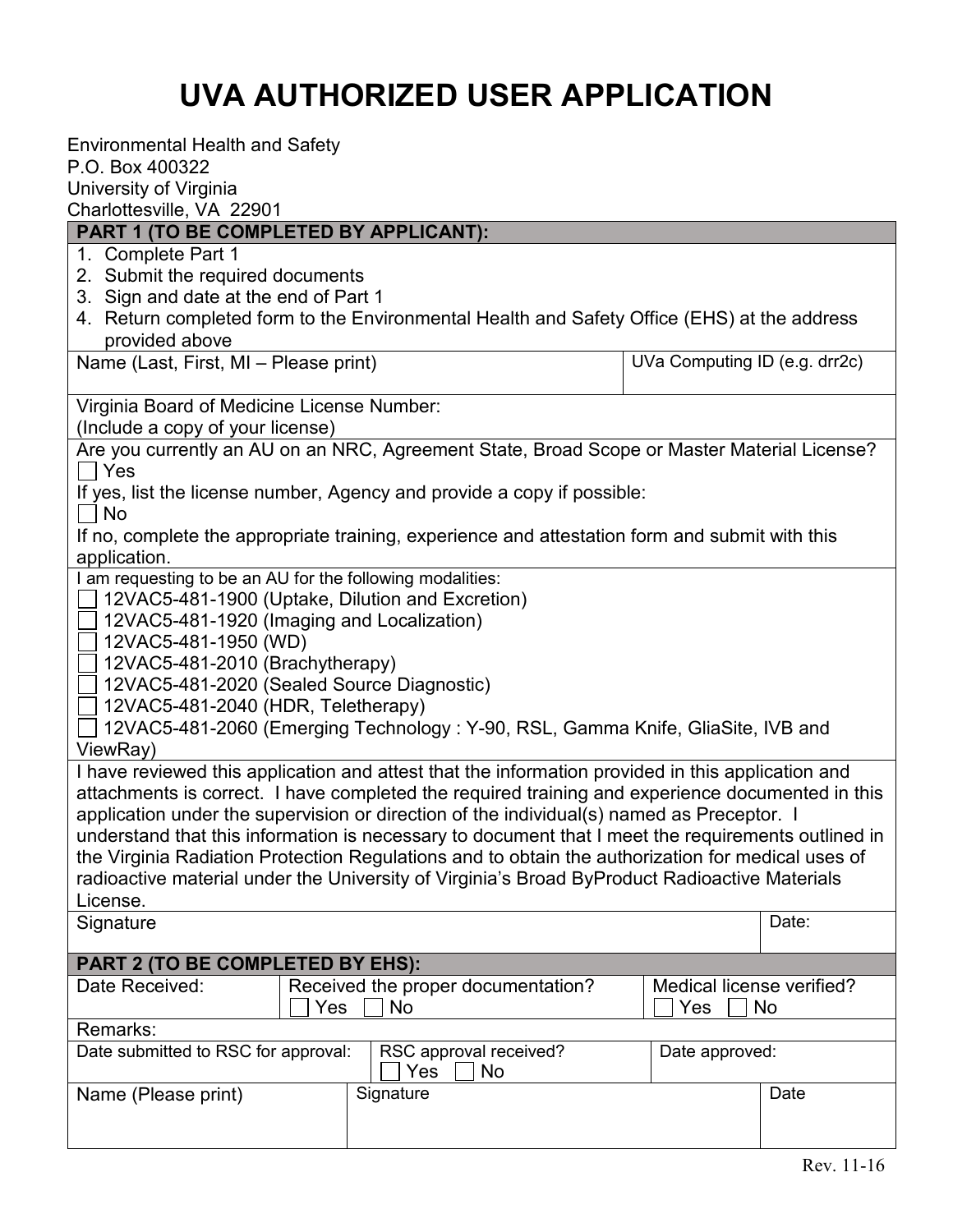# UVA AUTHORIZED USER APPLICATION

Environmental Health and Safety
P.O. Box 400322
University of Virginia
Charlottesville, VA 22901

**PART 1 (TO BE COMPLETED BY APPLICANT):**

1. Complete Part 1
2. Submit the required documents
3. Sign and date at the end of Part 1
4. Return completed form to the Environmental Health and Safety Office (EHS) at the address provided above

| Name (Last, First, MI – Please print) | UVa Computing ID (e.g. drr2c) |
|---|---|
| | |

Virginia Board of Medicine License Number:
(Include a copy of your license)

Are you currently an AU on an NRC, Agreement State, Broad Scope or Master Material License?

☐ Yes

If yes, list the license number, Agency and provide a copy if possible:

☐ No

If no, complete the appropriate training, experience and attestation form and submit with this application.

I am requesting to be an AU for the following modalities:

☐ 12VAC5-481-1900 (Uptake, Dilution and Excretion)
☐ 12VAC5-481-1920 (Imaging and Localization)
☐ 12VAC5-481-1950 (WD)
☐ 12VAC5-481-2010 (Brachytherapy)
☐ 12VAC5-481-2020 (Sealed Source Diagnostic)
☐ 12VAC5-481-2040 (HDR, Teletherapy)
☐ 12VAC5-481-2060 (Emerging Technology : Y-90, RSL, Gamma Knife, GliaSite, IVB and ViewRay)

I have reviewed this application and attest that the information provided in this application and attachments is correct. I have completed the required training and experience documented in this application under the supervision or direction of the individual(s) named as Preceptor. I understand that this information is necessary to document that I meet the requirements outlined in the Virginia Radiation Protection Regulations and to obtain the authorization for medical uses of radioactive material under the University of Virginia's Broad ByProduct Radioactive Materials License.

| Signature | Date: |
|---|---|
| | |

**PART 2 (TO BE COMPLETED BY EHS):**

| Date Received: | Received the proper documentation? ☐ Yes ☐ No | Medical license verified? ☐ Yes ☐ No |
|---|---|---|
| Remarks: | | |
| Date submitted to RSC for approval: | RSC approval received? ☐ Yes ☐ No | Date approved: |

| Name (Please print) | Signature | Date |
|---|---|---|
| | | |

Rev. 11-16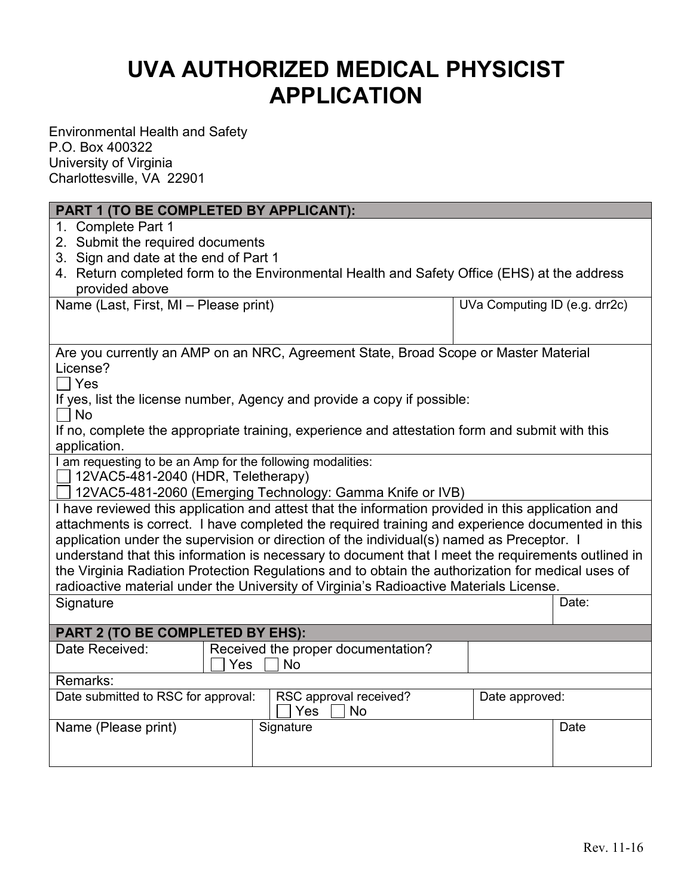# UVA AUTHORIZED MEDICAL PHYSICIST APPLICATION

Environmental Health and Safety
P.O. Box 400322
University of Virginia
Charlottesville, VA 22901

| **PART 1 (TO BE COMPLETED BY APPLICANT):** | |
|---|---|
| 1. Complete Part 1<br>2. Submit the required documents<br>3. Sign and date at the end of Part 1<br>4. Return completed form to the Environmental Health and Safety Office (EHS) at the address provided above | |
| Name (Last, First, MI – Please print) | UVa Computing ID (e.g. drr2c) |
| Are you currently an AMP on an NRC, Agreement State, Broad Scope or Master Material License?<br>☐ Yes<br>If yes, list the license number, Agency and provide a copy if possible:<br>☐ No<br>If no, complete the appropriate training, experience and attestation form and submit with this application. | |
| I am requesting to be an Amp for the following modalities:<br>☐ 12VAC5-481-2040 (HDR, Teletherapy)<br>☐ 12VAC5-481-2060 (Emerging Technology: Gamma Knife or IVB) | |
| I have reviewed this application and attest that the information provided in this application and attachments is correct. I have completed the required training and experience documented in this application under the supervision or direction of the individual(s) named as Preceptor. I understand that this information is necessary to document that I meet the requirements outlined in the Virginia Radiation Protection Regulations and to obtain the authorization for medical uses of radioactive material under the University of Virginia's Radioactive Materials License. | |
| Signature | Date: |

| **PART 2 (TO BE COMPLETED BY EHS):** | | |
|---|---|---|
| Date Received: | Received the proper documentation?<br>☐ Yes ☐ No | |
| Remarks: | | |
| Date submitted to RSC for approval: | RSC approval received?<br>☐ Yes ☐ No | Date approved: |
| Name (Please print) | Signature | Date |

Rev. 11-16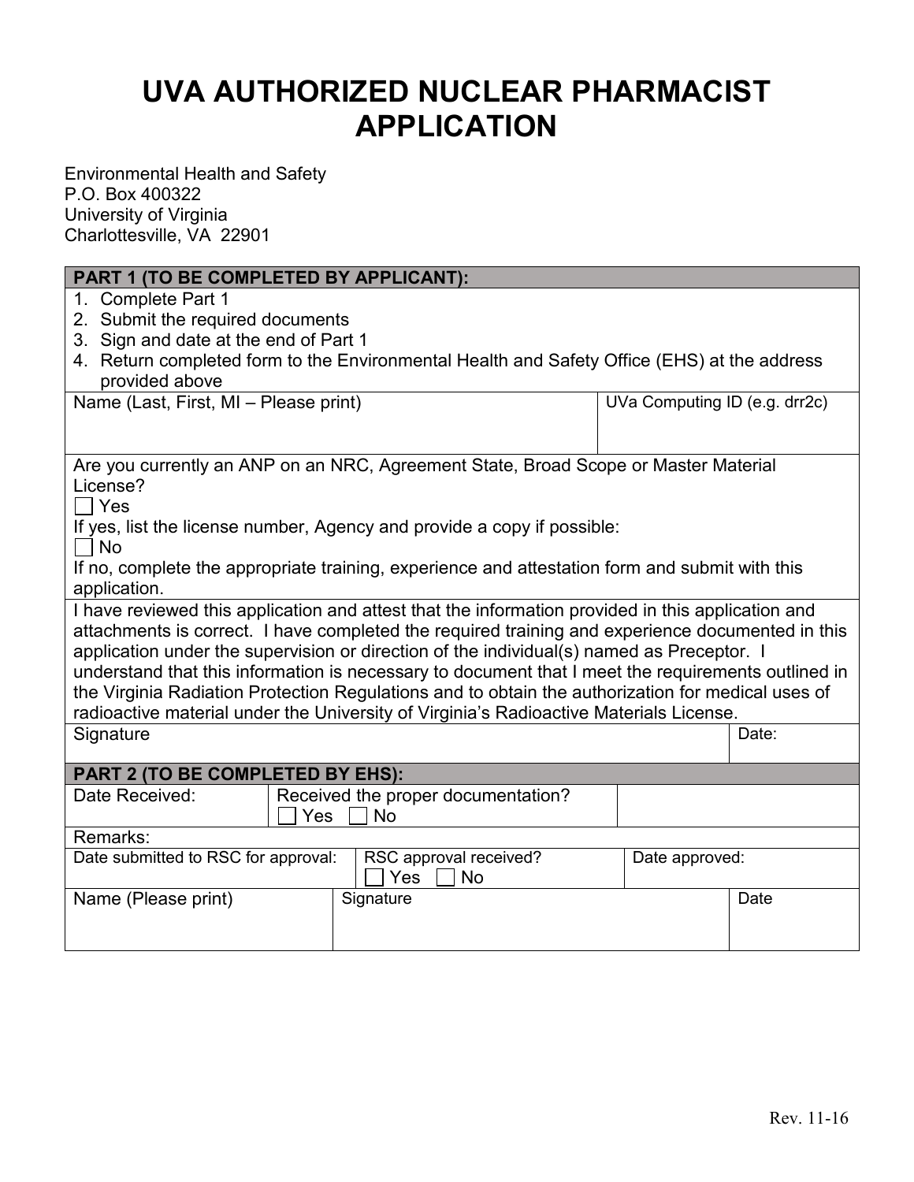# UVA AUTHORIZED NUCLEAR PHARMACIST APPLICATION

Environmental Health and Safety
P.O. Box 400322
University of Virginia
Charlottesville, VA 22901

| **PART 1 (TO BE COMPLETED BY APPLICANT):** | |
|---|---|
| 1. Complete Part 1<br>2. Submit the required documents<br>3. Sign and date at the end of Part 1<br>4. Return completed form to the Environmental Health and Safety Office (EHS) at the address provided above | |
| Name (Last, First, MI – Please print) | UVa Computing ID (e.g. drr2c) |
| Are you currently an ANP on an NRC, Agreement State, Broad Scope or Master Material License?<br>☐ Yes<br>If yes, list the license number, Agency and provide a copy if possible:<br>☐ No<br>If no, complete the appropriate training, experience and attestation form and submit with this application. | |
| I have reviewed this application and attest that the information provided in this application and attachments is correct. I have completed the required training and experience documented in this application under the supervision or direction of the individual(s) named as Preceptor. I understand that this information is necessary to document that I meet the requirements outlined in the Virginia Radiation Protection Regulations and to obtain the authorization for medical uses of radioactive material under the University of Virginia's Radioactive Materials License. | |
| Signature | Date: |

| **PART 2 (TO BE COMPLETED BY EHS):** | | |
|---|---|---|
| Date Received: | Received the proper documentation?<br>☐ Yes ☐ No | |
| Remarks: | | |
| Date submitted to RSC for approval: | RSC approval received?<br>☐ Yes ☐ No | Date approved: |
| Name (Please print) | Signature | Date |

Rev. 11-16